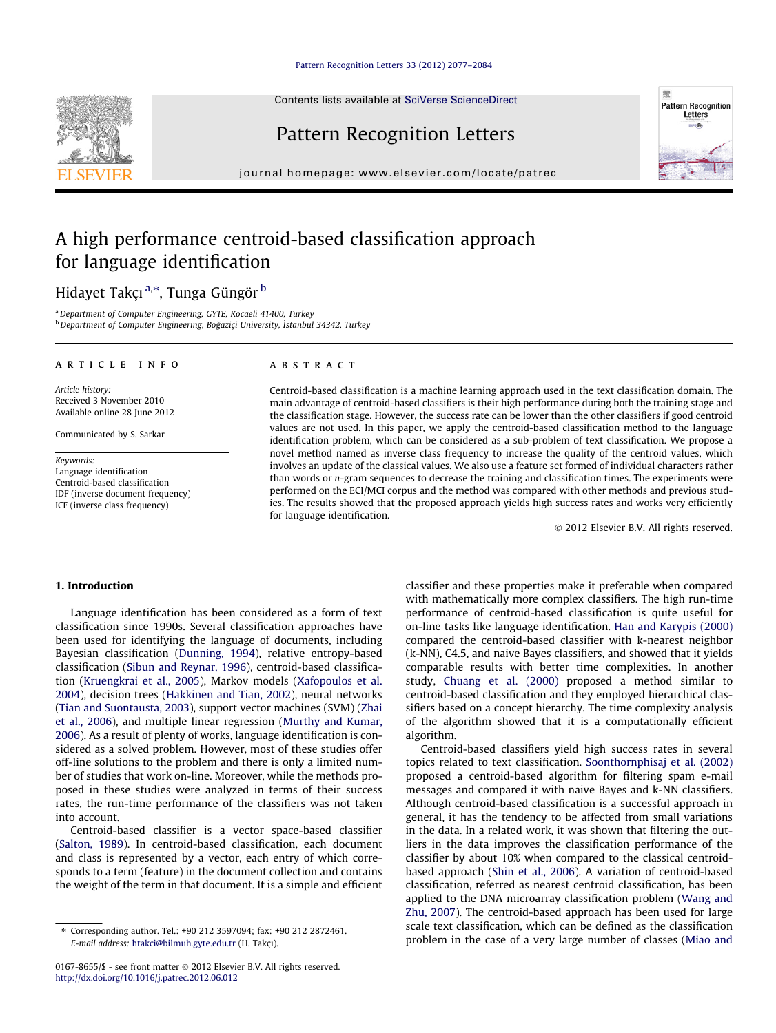# A high performance centroid-based classification approach for language identification

Hidayet Takçı [a,*], Tunga Güngör [b]

[a] Department of Computer Engineering, GYTE, Kocaeli 41400, Turkey
[b] Department of Computer Engineering, Boğaziçi University, İstanbul 34342, Turkey

## ARTICLE INFO

*Article history:*
Received 3 November 2010
Available online 28 June 2012

Communicated by S. Sarkar

*Keywords:*
Language identification
Centroid-based classification
IDF (inverse document frequency)
ICF (inverse class frequency)

## ABSTRACT

Centroid-based classification is a machine learning approach used in the text classification domain. The main advantage of centroid-based classifiers is their high performance during both the training stage and the classification stage. However, the success rate can be lower than the other classifiers if good centroid values are not used. In this paper, we apply the centroid-based classification method to the language identification problem, which can be considered as a sub-problem of text classification. We propose a novel method named as inverse class frequency to increase the quality of the centroid values, which involves an update of the classical values. We also use a feature set formed of individual characters rather than words or *n*-gram sequences to decrease the training and classification times. The experiments were performed on the ECI/MCI corpus and the method was compared with other methods and previous studies. The results showed that the proposed approach yields high success rates and works very efficiently for language identification.

© 2012 Elsevier B.V. All rights reserved.

## 1. Introduction

Language identification has been considered as a form of text classification since 1990s. Several classification approaches have been used for identifying the language of documents, including Bayesian classification (Dunning, 1994), relative entropy-based classification (Sibun and Reynar, 1996), centroid-based classification (Kruengkrai et al., 2005), Markov models (Xafopoulos et al. 2004), decision trees (Hakkinen and Tian, 2002), neural networks (Tian and Suontausta, 2003), support vector machines (SVM) (Zhai et al., 2006), and multiple linear regression (Murthy and Kumar, 2006). As a result of plenty of works, language identification is considered as a solved problem. However, most of these studies offer off-line solutions to the problem and there is only a limited number of studies that work on-line. Moreover, while the methods proposed in these studies were analyzed in terms of their success rates, the run-time performance of the classifiers was not taken into account.

Centroid-based classifier is a vector space-based classifier (Salton, 1989). In centroid-based classification, each document and class is represented by a vector, each entry of which corresponds to a term (feature) in the document collection and contains the weight of the term in that document. It is a simple and efficient classifier and these properties make it preferable when compared with mathematically more complex classifiers. The high run-time performance of centroid-based classification is quite useful for on-line tasks like language identification. Han and Karypis (2000) compared the centroid-based classifier with k-nearest neighbor (k-NN), C4.5, and naive Bayes classifiers, and showed that it yields comparable results with better time complexities. In another study, Chuang et al. (2000) proposed a method similar to centroid-based classification and they employed hierarchical classifiers based on a concept hierarchy. The time complexity analysis of the algorithm showed that it is a computationally efficient algorithm.

Centroid-based classifiers yield high success rates in several topics related to text classification. Soonthornphisaj et al. (2002) proposed a centroid-based algorithm for filtering spam e-mail messages and compared it with naive Bayes and k-NN classifiers. Although centroid-based classification is a successful approach in general, it has the tendency to be affected from small variations in the data. In a related work, it was shown that filtering the outliers in the data improves the classification performance of the classifier by about 10% when compared to the classical centroid-based approach (Shin et al., 2006). A variation of centroid-based classification, referred as nearest centroid classification, has been applied to the DNA microarray classification problem (Wang and Zhu, 2007). The centroid-based approach has been used for large scale text classification, which can be defined as the classification problem in the case of a very large number of classes (Miao and

---

* Corresponding author. Tel.: +90 212 3597094; fax: +90 212 2872461.
*E-mail address:* htakci@bilmuh.gyte.edu.tr (H. Takçı).

0167-8655/$ - see front matter © 2012 Elsevier B.V. All rights reserved.
http://dx.doi.org/10.1016/j.patrec.2012.06.012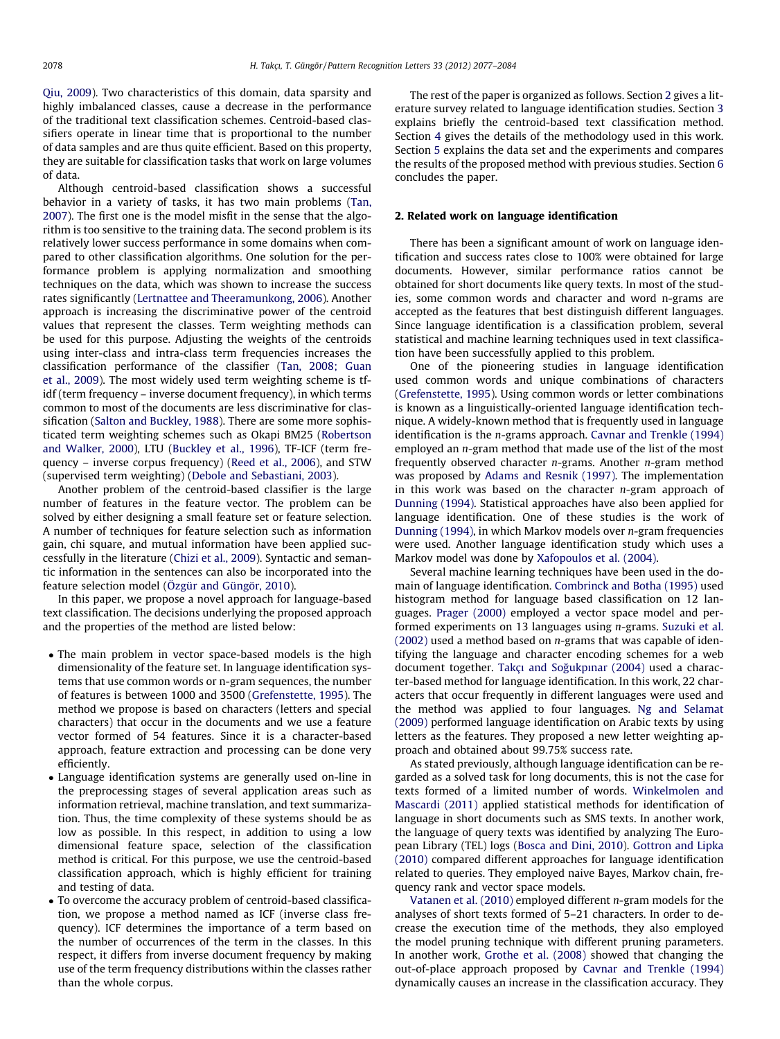Qiu, 2009). Two characteristics of this domain, data sparsity and highly imbalanced classes, cause a decrease in the performance of the traditional text classification schemes. Centroid-based classifiers operate in linear time that is proportional to the number of data samples and are thus quite efficient. Based on this property, they are suitable for classification tasks that work on large volumes of data.

Although centroid-based classification shows a successful behavior in a variety of tasks, it has two main problems (Tan, 2007). The first one is the model misfit in the sense that the algorithm is too sensitive to the training data. The second problem is its relatively lower success performance in some domains when compared to other classification algorithms. One solution for the performance problem is applying normalization and smoothing techniques on the data, which was shown to increase the success rates significantly (Lertnattee and Theeramunkong, 2006). Another approach is increasing the discriminative power of the centroid values that represent the classes. Term weighting methods can be used for this purpose. Adjusting the weights of the centroids using inter-class and intra-class term frequencies increases the classification performance of the classifier (Tan, 2008; Guan et al., 2009). The most widely used term weighting scheme is tf-idf (term frequency – inverse document frequency), in which terms common to most of the documents are less discriminative for classification (Salton and Buckley, 1988). There are some more sophisticated term weighting schemes such as Okapi BM25 (Robertson and Walker, 2000), LTU (Buckley et al., 1996), TF-ICF (term frequency – inverse corpus frequency) (Reed et al., 2006), and STW (supervised term weighting) (Debole and Sebastiani, 2003).

Another problem of the centroid-based classifier is the large number of features in the feature vector. The problem can be solved by either designing a small feature set or feature selection. A number of techniques for feature selection such as information gain, chi square, and mutual information have been applied successfully in the literature (Chizi et al., 2009). Syntactic and semantic information in the sentences can also be incorporated into the feature selection model (Özgür and Güngör, 2010).

In this paper, we propose a novel approach for language-based text classification. The decisions underlying the proposed approach and the properties of the method are listed below:

- The main problem in vector space-based models is the high dimensionality of the feature set. In language identification systems that use common words or n-gram sequences, the number of features is between 1000 and 3500 (Grefenstette, 1995). The method we propose is based on characters (letters and special characters) that occur in the documents and we use a feature vector formed of 54 features. Since it is a character-based approach, feature extraction and processing can be done very efficiently.
- Language identification systems are generally used on-line in the preprocessing stages of several application areas such as information retrieval, machine translation, and text summarization. Thus, the time complexity of these systems should be as low as possible. In this respect, in addition to using a low dimensional feature space, selection of the classification method is critical. For this purpose, we use the centroid-based classification approach, which is highly efficient for training and testing of data.
- To overcome the accuracy problem of centroid-based classification, we propose a method named as ICF (inverse class frequency). ICF determines the importance of a term based on the number of occurrences of the term in the classes. In this respect, it differs from inverse document frequency by making use of the term frequency distributions within the classes rather than the whole corpus.

The rest of the paper is organized as follows. Section 2 gives a literature survey related to language identification studies. Section 3 explains briefly the centroid-based text classification method. Section 4 gives the details of the methodology used in this work. Section 5 explains the data set and the experiments and compares the results of the proposed method with previous studies. Section 6 concludes the paper.

## 2. Related work on language identification

There has been a significant amount of work on language identification and success rates close to 100% were obtained for large documents. However, similar performance ratios cannot be obtained for short documents like query texts. In most of the studies, some common words and character and word n-grams are accepted as the features that best distinguish different languages. Since language identification is a classification problem, several statistical and machine learning techniques used in text classification have been successfully applied to this problem.

One of the pioneering studies in language identification used common words and unique combinations of characters (Grefenstette, 1995). Using common words or letter combinations is known as a linguistically-oriented language identification technique. A widely-known method that is frequently used in language identification is the *n*-grams approach. Cavnar and Trenkle (1994) employed an *n*-gram method that made use of the list of the most frequently observed character *n*-grams. Another *n*-gram method was proposed by Adams and Resnik (1997). The implementation in this work was based on the character *n*-gram approach of Dunning (1994). Statistical approaches have also been applied for language identification. One of these studies is the work of Dunning (1994), in which Markov models over *n*-gram frequencies were used. Another language identification study which uses a Markov model was done by Xafopoulos et al. (2004).

Several machine learning techniques have been used in the domain of language identification. Combrinck and Botha (1995) used histogram method for language based classification on 12 languages. Prager (2000) employed a vector space model and performed experiments on 13 languages using *n*-grams. Suzuki et al. (2002) used a method based on *n*-grams that was capable of identifying the language and character encoding schemes for a web document together. Takçı and Soğukpınar (2004) used a character-based method for language identification. In this work, 22 characters that occur frequently in different languages were used and the method was applied to four languages. Ng and Selamat (2009) performed language identification on Arabic texts by using letters as the features. They proposed a new letter weighting approach and obtained about 99.75% success rate.

As stated previously, although language identification can be regarded as a solved task for long documents, this is not the case for texts formed of a limited number of words. Winkelmolen and Mascardi (2011) applied statistical methods for identification of language in short documents such as SMS texts. In another work, the language of query texts was identified by analyzing The European Library (TEL) logs (Bosca and Dini, 2010). Gottron and Lipka (2010) compared different approaches for language identification related to queries. They employed naive Bayes, Markov chain, frequency rank and vector space models.

Vatanen et al. (2010) employed different *n*-gram models for the analyses of short texts formed of 5–21 characters. In order to decrease the execution time of the methods, they also employed the model pruning technique with different pruning parameters. In another work, Grothe et al. (2008) showed that changing the out-of-place approach proposed by Cavnar and Trenkle (1994) dynamically causes an increase in the classification accuracy. They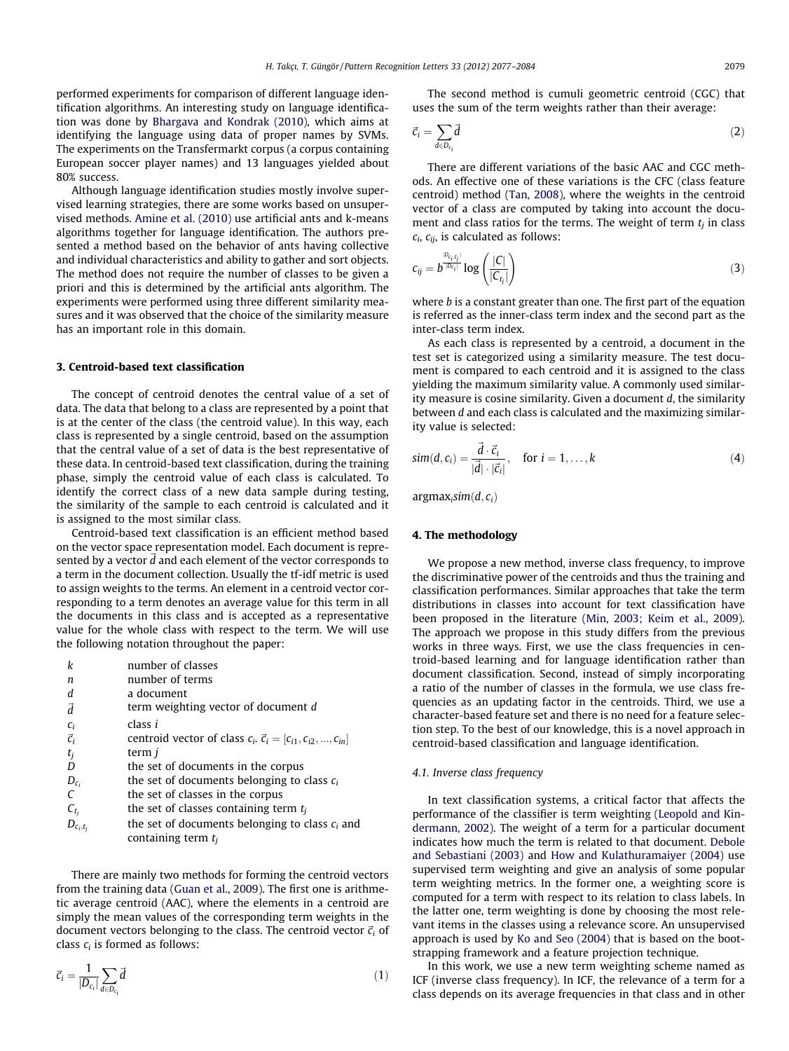performed experiments for comparison of different language identification algorithms. An interesting study on language identification was done by Bhargava and Kondrak (2010), which aims at identifying the language using data of proper names by SVMs. The experiments on the Transfermarkt corpus (a corpus containing European soccer player names) and 13 languages yielded about 80% success.

Although language identification studies mostly involve supervised learning strategies, there are some works based on unsupervised methods. Amine et al. (2010) use artificial ants and k-means algorithms together for language identification. The authors presented a method based on the behavior of ants having collective and individual characteristics and ability to gather and sort objects. The method does not require the number of classes to be given a priori and this is determined by the artificial ants algorithm. The experiments were performed using three different similarity measures and it was observed that the choice of the similarity measure has an important role in this domain.

## 3. Centroid-based text classification

The concept of centroid denotes the central value of a set of data. The data that belong to a class are represented by a point that is at the center of the class (the centroid value). In this way, each class is represented by a single centroid, based on the assumption that the central value of a set of data is the best representative of these data. In centroid-based text classification, during the training phase, simply the centroid value of each class is calculated. To identify the correct class of a new data sample during testing, the similarity of the sample to each centroid is calculated and it is assigned to the most similar class.

Centroid-based text classification is an efficient method based on the vector space representation model. Each document is represented by a vector $\vec{d}$ and each element of the vector corresponds to a term in the document collection. Usually the tf-idf metric is used to assign weights to the terms. An element in a centroid vector corresponding to a term denotes an average value for this term in all the documents in this class and is accepted as a representative value for the whole class with respect to the term. We will use the following notation throughout the paper:

| | |
|---|---|
| $k$ | number of classes |
| $n$ | number of terms |
| $d$ | a document |
| $\vec{d}$ | term weighting vector of document $d$ |
| $c_i$ | class $i$ |
| $\vec{c}_i$ | centroid vector of class $c_i$. $\vec{c}_i = [c_{i1}, c_{i2}, \ldots, c_{in}]$ |
| $t_j$ | term $j$ |
| $D$ | the set of documents in the corpus |
| $D_{c_i}$ | the set of documents belonging to class $c_i$ |
| $C$ | the set of classes in the corpus |
| $C_{t_j}$ | the set of classes containing term $t_j$ |
| $D_{c_i,t_j}$ | the set of documents belonging to class $c_i$ and containing term $t_j$ |

There are mainly two methods for forming the centroid vectors from the training data (Guan et al., 2009). The first one is arithmetic average centroid (AAC), where the elements in a centroid are simply the mean values of the corresponding term weights in the document vectors belonging to the class. The centroid vector $\vec{c}_i$ of class $c_i$ is formed as follows:

$$\vec{c}_i = \frac{1}{|D_{c_i}|} \sum_{d \in D_{c_i}} \vec{d} \tag{1}$$

The second method is cumuli geometric centroid (CGC) that uses the sum of the term weights rather than their average:

$$\vec{c}_i = \sum_{d \in D_{c_i}} \vec{d} \tag{2}$$

There are different variations of the basic AAC and CGC methods. An effective one of these variations is the CFC (class feature centroid) method (Tan, 2008), where the weights in the centroid vector of a class are computed by taking into account the document and class ratios for the terms. The weight of term $t_j$ in class $c_i$, $c_{ij}$, is calculated as follows:

$$c_{ij} = b^{\frac{|D_{c_i,t_j}|}{|D_{c_i}|}} \log\left(\frac{|C|}{|C_{t_j}|}\right) \tag{3}$$

where $b$ is a constant greater than one. The first part of the equation is referred as the inner-class term index and the second part as the inter-class term index.

As each class is represented by a centroid, a document in the test set is categorized using a similarity measure. The test document is compared to each centroid and it is assigned to the class yielding the maximum similarity value. A commonly used similarity measure is cosine similarity. Given a document $d$, the similarity between $d$ and each class is calculated and the maximizing similarity value is selected:

$$sim(d, c_i) = \frac{\vec{d} \cdot \vec{c}_i}{|\vec{d}| \cdot |\vec{c}_i|}, \quad \text{for } i = 1, \ldots, k \tag{4}$$

$$\text{argmax}_i sim(d, c_i)$$

## 4. The methodology

We propose a new method, inverse class frequency, to improve the discriminative power of the centroids and thus the training and classification performances. Similar approaches that take the term distributions in classes into account for text classification have been proposed in the literature (Min, 2003; Keim et al., 2009). The approach we propose in this study differs from the previous works in three ways. First, we use the class frequencies in centroid-based learning and for language identification rather than document classification. Second, instead of simply incorporating a ratio of the number of classes in the formula, we use class frequencies as an updating factor in the centroids. Third, we use a character-based feature set and there is no need for a feature selection step. To the best of our knowledge, this is a novel approach in centroid-based classification and language identification.

### 4.1. Inverse class frequency

In text classification systems, a critical factor that affects the performance of the classifier is term weighting (Leopold and Kindermann, 2002). The weight of a term for a particular document indicates how much the term is related to that document. Debole and Sebastiani (2003) and How and Kulathuramaiyer (2004) use supervised term weighting and give an analysis of some popular term weighting metrics. In the former one, a weighting score is computed for a term with respect to its relation to class labels. In the latter one, term weighting is done by choosing the most relevant items in the classes using a relevance score. An unsupervised approach is used by Ko and Seo (2004) that is based on the bootstrapping framework and a feature projection technique.

In this work, we use a new term weighting scheme named as ICF (inverse class frequency). In ICF, the relevance of a term for a class depends on its average frequencies in that class and in other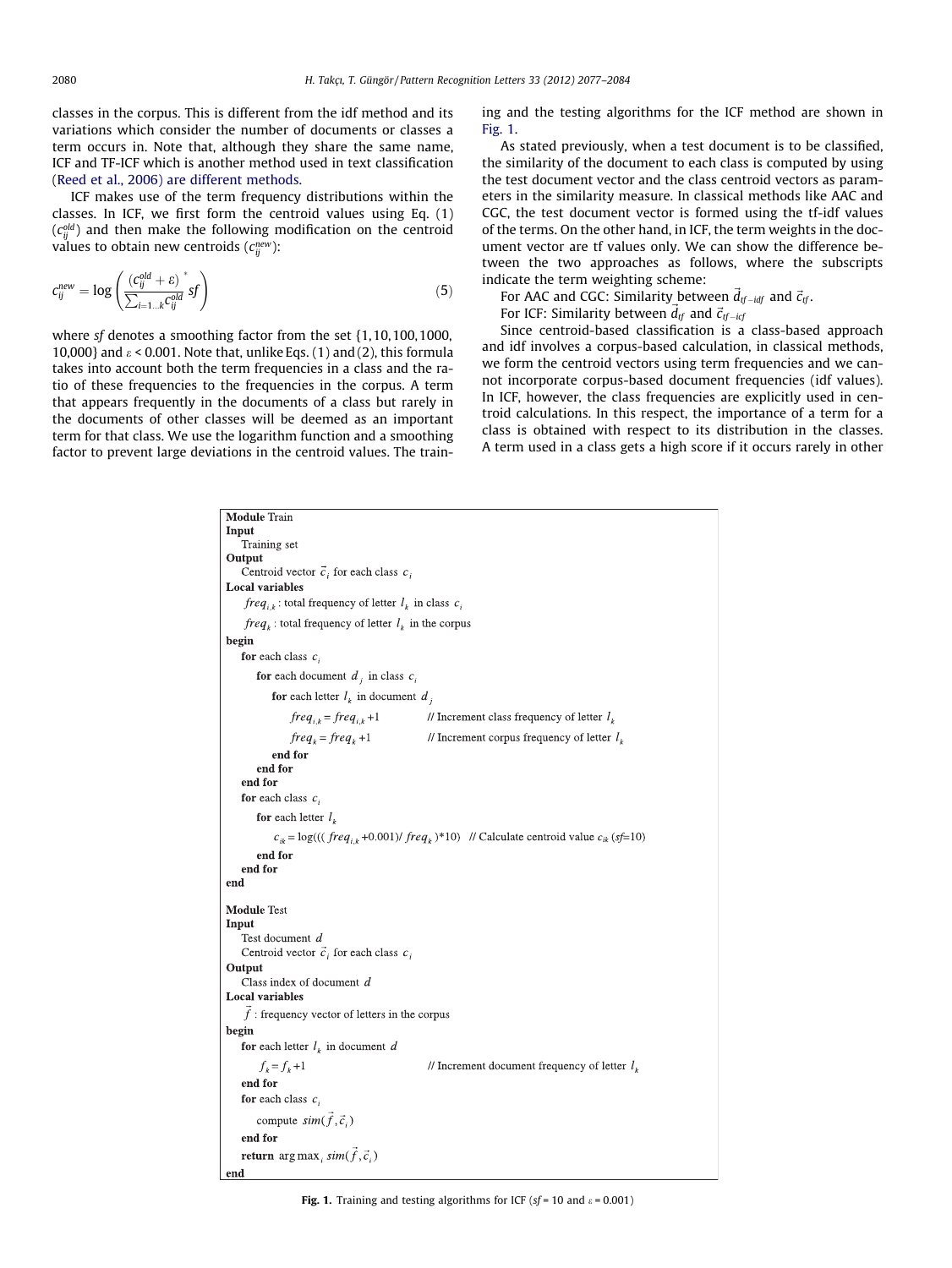classes in the corpus. This is different from the idf method and its variations which consider the number of documents or classes a term occurs in. Note that, although they share the same name, ICF and TF-ICF which is another method used in text classification (Reed et al., 2006) are different methods.

ICF makes use of the term frequency distributions within the classes. In ICF, we first form the centroid values using Eq. (1) ($c_{ij}^{old}$) and then make the following modification on the centroid values to obtain new centroids ($c_{ij}^{new}$):

$$c_{ij}^{new} = \log\left(\frac{(c_{ij}^{old} + \varepsilon)^*}{\sum_{i=1\ldots k} c_{ij}^{old}} sf\right) \tag{5}$$

where $sf$ denotes a smoothing factor from the set {1, 10, 100, 1000, 10,000} and $\varepsilon < 0.001$. Note that, unlike Eqs. (1) and (2), this formula takes into account both the term frequencies in a class and the ratio of these frequencies to the frequencies in the corpus. A term that appears frequently in the documents of a class but rarely in the documents of other classes will be deemed as an important term for that class. We use the logarithm function and a smoothing factor to prevent large deviations in the centroid values. The training and the testing algorithms for the ICF method are shown in Fig. 1.

As stated previously, when a test document is to be classified, the similarity of the document to each class is computed by using the test document vector and the class centroid vectors as parameters in the similarity measure. In classical methods like AAC and CGC, the test document vector is formed using the tf-idf values of the terms. On the other hand, in ICF, the term weights in the document vector are tf values only. We can show the difference between the two approaches as follows, where the subscripts indicate the term weighting scheme:

For AAC and CGC: Similarity between $\vec{d}_{tf-idf}$ and $\vec{c}_{tf}$.

For ICF: Similarity between $\vec{d}_{tf}$ and $\vec{c}_{tf-icf}$

Since centroid-based classification is a class-based approach and idf involves a corpus-based calculation, in classical methods, we form the centroid vectors using term frequencies and we cannot incorporate corpus-based document frequencies (idf values). In ICF, however, the class frequencies are explicitly used in centroid calculations. In this respect, the importance of a term for a class is obtained with respect to its distribution in the classes. A term used in a class gets a high score if it occurs rarely in other

```
Module Train
Input
   Training set
Output
   Centroid vector c_i for each class c_i
Local variables
   freq_{i,k} : total frequency of letter l_k in class c_i
   freq_k : total frequency of letter l_k in the corpus
begin
   for each class c_i
      for each document d_j in class c_i
         for each letter l_k in document d_j
            freq_{i,k} = freq_{i,k} + 1        // Increment class frequency of letter l_k
            freq_k = freq_k + 1                // Increment corpus frequency of letter l_k
         end for
      end for
   end for
   for each class c_i
      for each letter l_k
         c_ik = log(((freq_{i,k} + 0.001)/ freq_k)*10)   // Calculate centroid value c_ik (sf=10)
      end for
   end for
end

Module Test
Input
   Test document d
   Centroid vector c_i for each class c_i
Output
   Class index of document d
Local variables
   f : frequency vector of letters in the corpus
begin
   for each letter l_k in document d
      f_k = f_k + 1                            // Increment document frequency of letter l_k
   end for
   for each class c_i
      compute sim(f, c_i)
   end for
   return argmax_i sim(f, c_i)
end
```

**Fig. 1.** Training and testing algorithms for ICF ($sf$ = 10 and $\varepsilon$ = 0.001)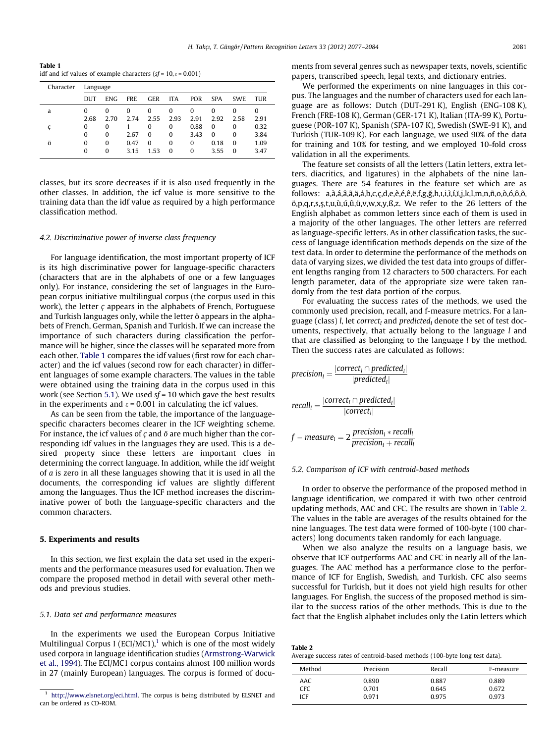**Table 1**
idf and icf values of example characters ($sf = 10, \varepsilon = 0.001$)

| Character | Language | | | | | | | | |
|---|---|---|---|---|---|---|---|---|---|
| | DUT | ENG | FRE | GER | ITA | POR | SPA | SWE | TUR |
| a | 0 | 0 | 0 | 0 | 0 | 0 | 0 | 0 | 0 |
| | 2.68 | 2.70 | 2.74 | 2.55 | 2.93 | 2.91 | 2.92 | 2.58 | 2.91 |
| ç | 0 | 0 | 1 | 0 | 0 | 0.88 | 0 | 0 | 0.32 |
| | 0 | 0 | 0 | 2.67 | 0 | 3.43 | 0 | 0 | 3.84 |
| ö | 0 | 0 | 0.47 | 0 | 0 | 0 | 0.18 | 0 | 1.09 |
| | 0 | 0 | 3.15 | 1.53 | 0 | 0 | 3.55 | 0 | 3.47 |

classes, but its score decreases if it is also used frequently in the other classes. In addition, the icf value is more sensitive to the training data than the idf value as required by a high performance classification method.

### 4.2. Discriminative power of inverse class frequency

For language identification, the most important property of ICF is its high discriminative power for language-specific characters (characters that are in the alphabets of one or a few languages only). For instance, considering the set of languages in the European corpus initiative multilingual corpus (the corpus used in this work), the letter *ç* appears in the alphabets of French, Portuguese and Turkish languages only, while the letter ö appears in the alphabets of French, German, Spanish and Turkish. If we can increase the importance of such characters during classification the performance will be higher, since the classes will be separated more from each other. Table 1 compares the idf values (first row for each character) and the icf values (second row for each character) in different languages of some example characters. The values in the table were obtained using the training data in the corpus used in this work (see Section 5.1). We used $sf = 10$ which gave the best results in the experiments and $\varepsilon = 0.001$ in calculating the icf values.

As can be seen from the table, the importance of the language-specific characters becomes clearer in the ICF weighting scheme. For instance, the icf values of *ç* and *ö* are much higher than the corresponding idf values in the languages they are used. This is a desired property since these letters are important clues in determining the correct language. In addition, while the idf weight of *a* is zero in all these languages showing that it is used in all the documents, the corresponding icf values are slightly different among the languages. Thus the ICF method increases the discriminative power of both the language-specific characters and the common characters.

## 5. Experiments and results

In this section, we first explain the data set used in the experiments and the performance measures used for evaluation. Then we compare the proposed method in detail with several other methods and previous studies.

### 5.1. Data set and performance measures

In the experiments we used the European Corpus Initiative Multilingual Corpus I (ECI/MC1),[1] which is one of the most widely used corpora in language identification studies (Armstrong-Warwick et al., 1994). The ECI/MC1 corpus contains almost 100 million words in 27 (mainly European) languages. The corpus is formed of documents from several genres such as newspaper texts, novels, scientific papers, transcribed speech, legal texts, and dictionary entries.

We performed the experiments on nine languages in this corpus. The languages and the number of characters used for each language are as follows: Dutch (DUT-291 K), English (ENG-108 K), French (FRE-108 K), German (GER-171 K), Italian (ITA-99 K), Portuguese (POR-107 K), Spanish (SPA-107 K), Swedish (SWE-91 K), and Turkish (TUR-109 K). For each language, we used 90% of the data for training and 10% for testing, and we employed 10-fold cross validation in all the experiments.

The feature set consists of all the letters (Latin letters, extra letters, diacritics, and ligatures) in the alphabets of the nine languages. There are 54 features in the feature set which are as follows: a,à,á,â,ã,ä,å,b,c,ç,d,e,è,é,ê,ë,f,g,ğ,h,ı,i,ì,í,î,j,k,l,m,n,ñ,o,ò,ó,ô,õ,ö,p,q,r,s,ş,t,u,ù,ú,û,ü,v,w,x,y,ß,z. We refer to the 26 letters of the English alphabet as common letters since each of them is used in a majority of the other languages. The other letters are referred as language-specific letters. As in other classification tasks, the success of language identification methods depends on the size of the test data. In order to determine the performance of the methods on data of varying sizes, we divided the test data into groups of different lengths ranging from 12 characters to 500 characters. For each length parameter, data of the appropriate size were taken randomly from the test data portion of the corpus.

For evaluating the success rates of the methods, we used the commonly used precision, recall, and f-measure metrics. For a language (class) *l*, let $correct_l$ and $predicted_l$ denote the set of test documents, respectively, that actually belong to the language *l* and that are classified as belonging to the language *l* by the method. Then the success rates are calculated as follows:

$$precision_l = \frac{|correct_l \cap predicted_l|}{|predicted_l|}$$

$$recall_l = \frac{|correct_l \cap predicted_l|}{|correct_l|}$$

$$f-measure_l = 2\frac{precision_l * recall_l}{precision_l + recall_l}$$

### 5.2. Comparison of ICF with centroid-based methods

In order to observe the performance of the proposed method in language identification, we compared it with two other centroid updating methods, AAC and CFC. The results are shown in Table 2. The values in the table are averages of the results obtained for the nine languages. The test data were formed of 100-byte (100 characters) long documents taken randomly for each language.

When we also analyze the results on a language basis, we observe that ICF outperforms AAC and CFC in nearly all of the languages. The AAC method has a performance close to the performance of ICF for English, Swedish, and Turkish. CFC also seems successful for Turkish, but it does not yield high results for other languages. For English, the success of the proposed method is similar to the success ratios of the other methods. This is due to the fact that the English alphabet includes only the Latin letters which

**Table 2**
Average success rates of centroid-based methods (100-byte long test data).

| Method | Precision | Recall | F-measure |
|---|---|---|---|
| AAC | 0.890 | 0.887 | 0.889 |
| CFC | 0.701 | 0.645 | 0.672 |
| ICF | 0.971 | 0.975 | 0.973 |

[1] http://www.elsnet.org/eci.html. The corpus is being distributed by ELSNET and can be ordered as CD-ROM.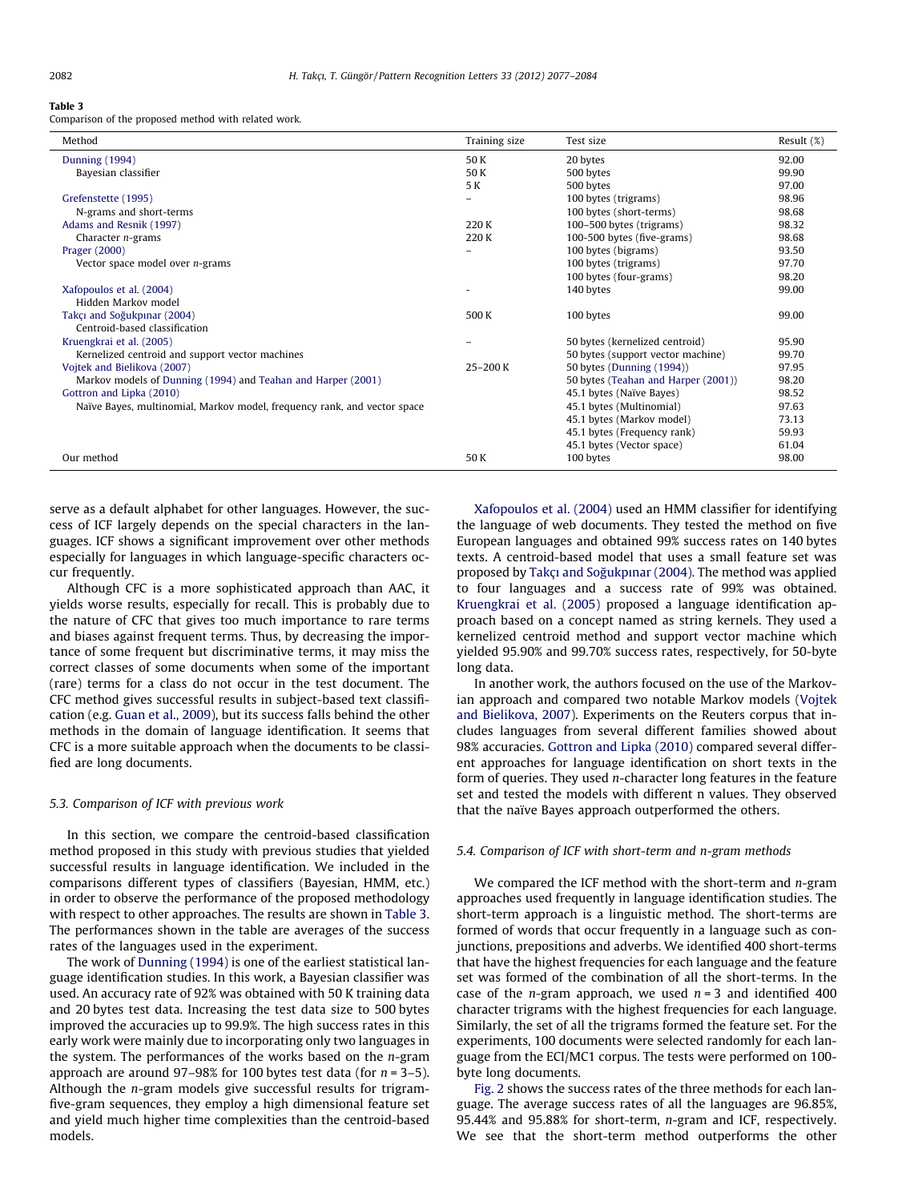**Table 3**
Comparison of the proposed method with related work.

| Method | Training size | Test size | Result (%) |
|---|---|---|---|
| Dunning (1994) | 50 K | 20 bytes | 92.00 |
| Bayesian classifier | 50 K | 500 bytes | 99.90 |
| | 5 K | 500 bytes | 97.00 |
| Grefenstette (1995) | – | 100 bytes (trigrams) | 98.96 |
| N-grams and short-terms | | 100 bytes (short-terms) | 98.68 |
| Adams and Resnik (1997) | 220 K | 100–500 bytes (trigrams) | 98.32 |
| Character *n*-grams | 220 K | 100-500 bytes (five-grams) | 98.68 |
| Prager (2000) | – | 100 bytes (bigrams) | 93.50 |
| Vector space model over *n*-grams | | 100 bytes (trigrams) | 97.70 |
| | | 100 bytes (four-grams) | 98.20 |
| Xafopoulos et al. (2004) | - | 140 bytes | 99.00 |
| Hidden Markov model | | | |
| Takçı and Soğukpınar (2004) | 500 K | 100 bytes | 99.00 |
| Centroid-based classification | | | |
| Kruengkrai et al. (2005) | – | 50 bytes (kernelized centroid) | 95.90 |
| Kernelized centroid and support vector machines | | 50 bytes (support vector machine) | 99.70 |
| Vojtek and Bielikova (2007) | 25–200 K | 50 bytes (Dunning (1994)) | 97.95 |
| Markov models of Dunning (1994) and Teahan and Harper (2001) | | 50 bytes (Teahan and Harper (2001)) | 98.20 |
| Gottron and Lipka (2010) | | 45.1 bytes (Naïve Bayes) | 98.52 |
| Naïve Bayes, multinomial, Markov model, frequency rank, and vector space | | 45.1 bytes (Multinomial) | 97.63 |
| | | 45.1 bytes (Markov model) | 73.13 |
| | | 45.1 bytes (Frequency rank) | 59.93 |
| | | 45.1 bytes (Vector space) | 61.04 |
| Our method | 50 K | 100 bytes | 98.00 |

serve as a default alphabet for other languages. However, the success of ICF largely depends on the special characters in the languages. ICF shows a significant improvement over other methods especially for languages in which language-specific characters occur frequently.

Although CFC is a more sophisticated approach than AAC, it yields worse results, especially for recall. This is probably due to the nature of CFC that gives too much importance to rare terms and biases against frequent terms. Thus, by decreasing the importance of some frequent but discriminative terms, it may miss the correct classes of some documents when some of the important (rare) terms for a class do not occur in the test document. The CFC method gives successful results in subject-based text classification (e.g. Guan et al., 2009), but its success falls behind the other methods in the domain of language identification. It seems that CFC is a more suitable approach when the documents to be classified are long documents.

### 5.3. Comparison of ICF with previous work

In this section, we compare the centroid-based classification method proposed in this study with previous studies that yielded successful results in language identification. We included in the comparisons different types of classifiers (Bayesian, HMM, etc.) in order to observe the performance of the proposed methodology with respect to other approaches. The results are shown in Table 3. The performances shown in the table are averages of the success rates of the languages used in the experiment.

The work of Dunning (1994) is one of the earliest statistical language identification studies. In this work, a Bayesian classifier was used. An accuracy rate of 92% was obtained with 50 K training data and 20 bytes test data. Increasing the test data size to 500 bytes improved the accuracies up to 99.9%. The high success rates in this early work were mainly due to incorporating only two languages in the system. The performances of the works based on the *n*-gram approach are around 97–98% for 100 bytes test data (for $n = 3$–5). Although the *n*-gram models give successful results for trigram-five-gram sequences, they employ a high dimensional feature set and yield much higher time complexities than the centroid-based models.

Xafopoulos et al. (2004) used an HMM classifier for identifying the language of web documents. They tested the method on five European languages and obtained 99% success rates on 140 bytes texts. A centroid-based model that uses a small feature set was proposed by Takçı and Soğukpınar (2004). The method was applied to four languages and a success rate of 99% was obtained. Kruengkrai et al. (2005) proposed a language identification approach based on a concept named as string kernels. They used a kernelized centroid method and support vector machine which yielded 95.90% and 99.70% success rates, respectively, for 50-byte long data.

In another work, the authors focused on the use of the Markovian approach and compared two notable Markov models (Vojtek and Bielikova, 2007). Experiments on the Reuters corpus that includes languages from several different families showed about 98% accuracies. Gottron and Lipka (2010) compared several different approaches for language identification on short texts in the form of queries. They used *n*-character long features in the feature set and tested the models with different n values. They observed that the naïve Bayes approach outperformed the others.

### 5.4. Comparison of ICF with short-term and n-gram methods

We compared the ICF method with the short-term and *n*-gram approaches used frequently in language identification studies. The short-term approach is a linguistic method. The short-terms are formed of words that occur frequently in a language such as conjunctions, prepositions and adverbs. We identified 400 short-terms that have the highest frequencies for each language and the feature set was formed of the combination of all the short-terms. In the case of the *n*-gram approach, we used $n = 3$ and identified 400 character trigrams with the highest frequencies for each language. Similarly, the set of all the trigrams formed the feature set. For the experiments, 100 documents were selected randomly for each language from the ECI/MC1 corpus. The tests were performed on 100-byte long documents.

Fig. 2 shows the success rates of the three methods for each language. The average success rates of all the languages are 96.85%, 95.44% and 95.88% for short-term, *n*-gram and ICF, respectively. We see that the short-term method outperforms the other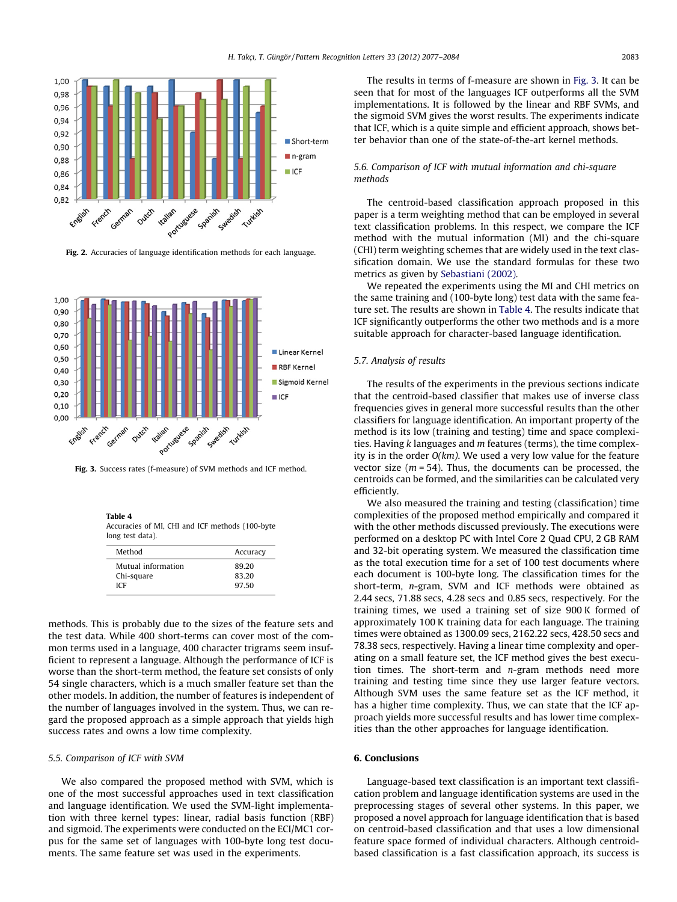Fig. 2. Accuracies of language identification methods for each language.

Fig. 3. Success rates (f-measure) of SVM methods and ICF method.

**Table 4**
Accuracies of MI, CHI and ICF methods (100-byte long test data).

| Method | Accuracy |
| --- | --- |
| Mutual information | 89.20 |
| Chi-square | 83.20 |
| ICF | 97.50 |

methods. This is probably due to the sizes of the feature sets and the test data. While 400 short-terms can cover most of the common terms used in a language, 400 character trigrams seem insufficient to represent a language. Although the performance of ICF is worse than the short-term method, the feature set consists of only 54 single characters, which is a much smaller feature set than the other models. In addition, the number of features is independent of the number of languages involved in the system. Thus, we can regard the proposed approach as a simple approach that yields high success rates and owns a low time complexity.

### 5.5. Comparison of ICF with SVM

We also compared the proposed method with SVM, which is one of the most successful approaches used in text classification and language identification. We used the SVM-light implementation with three kernel types: linear, radial basis function (RBF) and sigmoid. The experiments were conducted on the ECI/MC1 corpus for the same set of languages with 100-byte long test documents. The same feature set was used in the experiments.

The results in terms of f-measure are shown in Fig. 3. It can be seen that for most of the languages ICF outperforms all the SVM implementations. It is followed by the linear and RBF SVMs, and the sigmoid SVM gives the worst results. The experiments indicate that ICF, which is a quite simple and efficient approach, shows better behavior than one of the state-of-the-art kernel methods.

### 5.6. Comparison of ICF with mutual information and chi-square methods

The centroid-based classification approach proposed in this paper is a term weighting method that can be employed in several text classification problems. In this respect, we compare the ICF method with the mutual information (MI) and the chi-square (CHI) term weighting schemes that are widely used in the text classification domain. We use the standard formulas for these two metrics as given by Sebastiani (2002).

We repeated the experiments using the MI and CHI metrics on the same training and (100-byte long) test data with the same feature set. The results are shown in Table 4. The results indicate that ICF significantly outperforms the other two methods and is a more suitable approach for character-based language identification.

### 5.7. Analysis of results

The results of the experiments in the previous sections indicate that the centroid-based classifier that makes use of inverse class frequencies gives in general more successful results than the other classifiers for language identification. An important property of the method is its low (training and testing) time and space complexities. Having $k$ languages and $m$ features (terms), the time complexity is in the order $O(km)$. We used a very low value for the feature vector size ($m = 54$). Thus, the documents can be processed, the centroids can be formed, and the similarities can be calculated very efficiently.

We also measured the training and testing (classification) time complexities of the proposed method empirically and compared it with the other methods discussed previously. The executions were performed on a desktop PC with Intel Core 2 Quad CPU, 2 GB RAM and 32-bit operating system. We measured the classification time as the total execution time for a set of 100 test documents where each document is 100-byte long. The classification times for the short-term, $n$-gram, SVM and ICF methods were obtained as 2.44 secs, 71.88 secs, 4.28 secs and 0.85 secs, respectively. For the training times, we used a training set of size 900 K formed of approximately 100 K training data for each language. The training times were obtained as 1300.09 secs, 2162.22 secs, 428.50 secs and 78.38 secs, respectively. Having a linear time complexity and operating on a small feature set, the ICF method gives the best execution times. The short-term and $n$-gram methods need more training and testing time since they use larger feature vectors. Although SVM uses the same feature set as the ICF method, it has a higher time complexity. Thus, we can state that the ICF approach yields more successful results and has lower time complexities than the other approaches for language identification.

## 6. Conclusions

Language-based text classification is an important text classification problem and language identification systems are used in the preprocessing stages of several other systems. In this paper, we proposed a novel approach for language identification that is based on centroid-based classification and that uses a low dimensional feature space formed of individual characters. Although centroid-based classification is a fast classification approach, its success is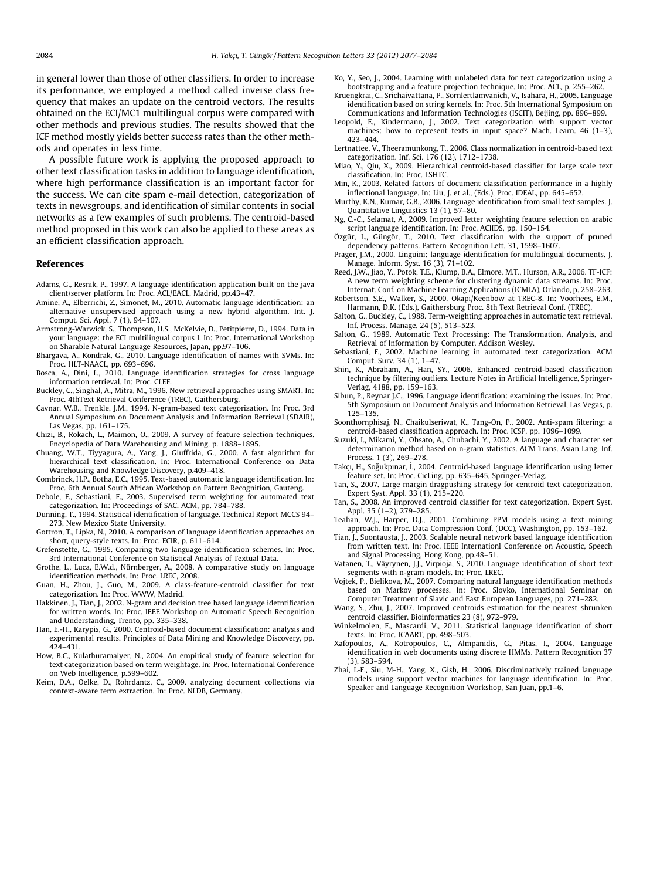in general lower than those of other classifiers. In order to increase its performance, we employed a method called inverse class frequency that makes an update on the centroid vectors. The results obtained on the ECI/MC1 multilingual corpus were compared with other methods and previous studies. The results showed that the ICF method mostly yields better success rates than the other methods and operates in less time.

A possible future work is applying the proposed approach to other text classification tasks in addition to language identification, where high performance classification is an important factor for the success. We can cite spam e-mail detection, categorization of texts in newsgroups, and identification of similar contents in social networks as a few examples of such problems. The centroid-based method proposed in this work can also be applied to these areas as an efficient classification approach.

## References

Adams, G., Resnik, P., 1997. A language identification application built on the java client/server platform. In: Proc. ACL/EACL, Madrid, pp.43–47.

Amine, A., Elberrichi, Z., Simonet, M., 2010. Automatic language identification: an alternative unsupervised approach using a new hybrid algorithm. Int. J. Comput. Sci. Appl. 7 (1), 94–107.

Armstrong-Warwick, S., Thompson, H.S., McKelvie, D., Petitpierre, D., 1994. Data in your language: the ECI multilingual corpus I. In: Proc. International Workshop on Sharable Natural Language Resources, Japan, pp.97–106.

Bhargava, A., Kondrak, G., 2010. Language identification of names with SVMs. In: Proc. HLT-NAACL, pp. 693–696.

Bosca, A., Dini, L., 2010. Language identification strategies for cross language information retrieval. In: Proc. CLEF.

Buckley, C., Singhal, A., Mitra, M., 1996. New retrieval approaches using SMART. In: Proc. 4thText Retrieval Conference (TREC), Gaithersburg.

Cavnar, W.B., Trenkle, J.M., 1994. N-gram-based text categorization. In: Proc. 3rd Annual Symposium on Document Analysis and Information Retrieval (SDAIR), Las Vegas, pp. 161–175.

Chizi, B., Rokach, L., Maimon, O., 2009. A survey of feature selection techniques. Encyclopedia of Data Warehousing and Mining, p. 1888–1895.

Chuang, W.T., Tiyyagura, A., Yang, J., Giuffrida, G., 2000. A fast algorithm for hierarchical text classification. In: Proc. International Conference on Data Warehousing and Knowledge Discovery, p.409–418.

Combrinck, H.P., Botha, E.C., 1995. Text-based automatic language identification. In: Proc. 6th Annual South African Workshop on Pattern Recognition, Gauteng.

Debole, F., Sebastiani, F., 2003. Supervised term weighting for automated text categorization. In: Proceedings of SAC. ACM, pp. 784–788.

Dunning, T., 1994. Statistical identification of language. Technical Report MCCS 94–273, New Mexico State University.

Gottron, T., Lipka, N., 2010. A comparison of language identification approaches on short, query-style texts. In: Proc. ECIR, p. 611–614.

Grefenstette, G., 1995. Comparing two language identification schemes. In: Proc. 3rd International Conference on Statistical Analysis of Textual Data.

Grothe, L., Luca, E.W.d., Nürnberger, A., 2008. A comparative study on language identification methods. In: Proc. LREC, 2008.

Guan, H., Zhou, J., Guo, M., 2009. A class-feature-centroid classifier for text categorization. In: Proc. WWW, Madrid.

Hakkinen, J., Tian, J., 2002. N-gram and decision tree based language idetntification for written words. In: Proc. IEEE Workshop on Automatic Speech Recognition and Understanding, Trento, pp. 335–338.

Han, E.-H., Karypis, G., 2000. Centroid-based document classification: analysis and experimental results. Principles of Data Mining and Knowledge Discovery, pp. 424–431.

How, B.C., Kulathuramaiyer, N., 2004. An empirical study of feature selection for text categorization based on term weightage. In: Proc. International Conference on Web Intelligence, p.599–602.

Keim, D.A., Oelke, D., Rohrdantz, C., 2009. analyzing document collections via context-aware term extraction. In: Proc. NLDB, Germany.

Ko, Y., Seo, J., 2004. Learning with unlabeled data for text categorization using a bootstrapping and a feature projection technique. In: Proc. ACL, p. 255–262.

Kruengkrai, C., Srichaivattana, P., Sornlertlamvanich, V., Isahara, H., 2005. Language identification based on string kernels. In: Proc. 5th International Symposium on Communications and Information Technologies (ISCIT), Beijing, pp. 896–899.

Leopold, E., Kindermann, J., 2002. Text categorization with support vector machines: how to represent texts in input space? Mach. Learn. 46 (1–3), 423–444.

Lertnattee, V., Theeramunkong, T., 2006. Class normalization in centroid-based text categorization. Inf. Sci. 176 (12), 1712–1738.

Miao, Y., Qiu, X., 2009. Hierarchical centroid-based classifier for large scale text classification. In: Proc. LSHTC.

Min, K., 2003. Related factors of document classification performance in a highly inflectional language. In: Liu, J. et al., (Eds.), Proc. IDEAL, pp. 645–652.

Murthy, K.N., Kumar, G.B., 2006. Language identification from small text samples. J. Quantitative Linguistics 13 (1), 57–80.

Ng, C.-C., Selamat, A., 2009. Improved letter weighting feature selection on arabic script language identification. In: Proc. ACIIDS, pp. 150–154.

Özgür, L., Güngör, T., 2010. Text classification with the support of pruned dependency patterns. Pattern Recognition Lett. 31, 1598–1607.

Prager, J.M., 2000. Linguini: language identification for multilingual documents. J. Manage. Inform. Syst. 16 (3), 71–102.

Reed, J.W., Jiao, Y., Potok, T.E., Klump, B.A., Elmore, M.T., Hurson, A.R., 2006. TF-ICF: A new term weighting scheme for clustering dynamic data streams. In: Proc. Internat. Conf. on Machine Learning Applications (ICMLA), Orlando, p. 258–263.

Robertson, S.E., Walker, S., 2000. Okapi/Keenbow at TREC-8. In: Voorhees, E.M., Harmann, D.K. (Eds.), Gaithersburg Proc. 8th Text Retrieval Conf. (TREC).

Salton, G., Buckley, C., 1988. Term-weighting approaches in automatic text retrieval. Inf. Process. Manage. 24 (5), 513–523.

Salton, G., 1989. Automatic Text Processing: The Transformation, Analysis, and Retrieval of Information by Computer. Addison Wesley.

Sebastiani, F., 2002. Machine learning in automated text categorization. ACM Comput. Surv. 34 (1), 1–47.

Shin, K., Abraham, A., Han, SY., 2006. Enhanced centroid-based classification technique by filtering outliers. Lecture Notes in Artificial Intelligence, Springer-Verlag, 4188, pp. 159–163.

Sibun, P., Reynar J.C., 1996. Language identification: examining the issues. In: Proc. 5th Symposium on Document Analysis and Information Retrieval, Las Vegas, p. 125–135.

Soonthornphisaj, N., Chaikulseriwat, K., Tang-On, P., 2002. Anti-spam filtering: a centroid-based classification approach. In: Proc. ICSP, pp. 1096–1099.

Suzuki, I., Mikami, Y., Ohsato, A., Chubachi, Y., 2002. A language and character set determination method based on n-gram statistics. ACM Trans. Asian Lang. Inf. Process. 1 (3), 269–278.

Takçı, H., Soğukpınar, İ., 2004. Centroid-based language identification using letter feature set. In: Proc. CicLing, pp. 635–645, Springer-Verlag.

Tan, S., 2007. Large margin dragpushing strategy for centroid text categorization. Expert Syst. Appl. 33 (1), 215–220.

Tan, S., 2008. An improved centroid classifier for text categorization. Expert Syst. Appl. 35 (1–2), 279–285.

Teahan, W.J., Harper, D.J., 2001. Combining PPM models using a text mining approach. In: Proc. Data Compression Conf. (DCC), Washington, pp. 153–162.

Tian, J., Suontausta, J., 2003. Scalable neural network based language identification from written text. In: Proc. IEEE Internationl Conference on Acoustic, Speech and Signal Processing, Hong Kong, pp.48–51.

Vatanen, T., Väyrynen, J.J., Virpioja, S., 2010. Language identification of short text segments with n-gram models. In: Proc. LREC.

Vojtek, P., Bielikova, M., 2007. Comparing natural language identification methods based on Markov processes. In: Proc. Slovko, International Seminar on Computer Treatment of Slavic and East European Languages, pp. 271–282.

Wang, S., Zhu, J., 2007. Improved centroids estimation for the nearest shrunken centroid classifier. Bioinformatics 23 (8), 972–979.

Winkelmolen, F., Mascardi, V., 2011. Statistical language identification of short texts. In: Proc. ICAART, pp. 498–503.

Xafopoulos, A., Kotropoulos, C., Almpanidis, G., Pitas, I., 2004. Language identification in web documents using discrete HMMs. Pattern Recognition 37 (3), 583–594.

Zhai, L-F., Siu, M-H., Yang, X., Gish, H., 2006. Discriminatively trained language models using support vector machines for language identification. In: Proc. Speaker and Language Recognition Workshop, San Juan, pp.1–6.